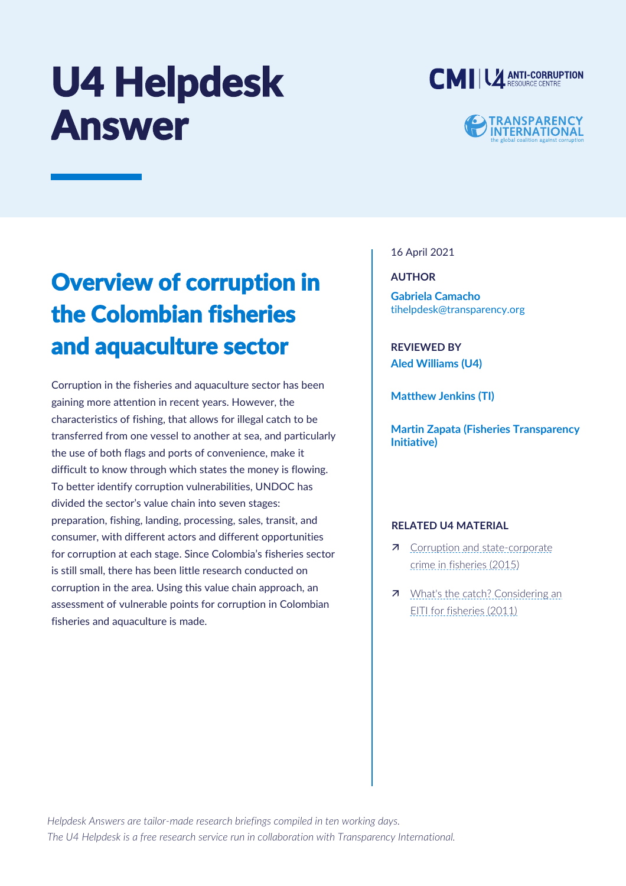# U4 Helpdesk Answer

## Overview of corruption in the Colombian fisheries and aquaculture sector

Corruption in the fisheries and aquaculture sector has been gaining more attention in recent years. However, the characteristics of fishing, that allows for illegal catch to be transferred from one vessel to another at sea, and particularly the use of both flags and ports of convenience, make it difficult to know through which states the money is flowing. To better identify corruption vulnerabilities, UNDOC has divided the sector's value chain into seven stages: preparation, fishing, landing, processing, sales, transit, and consumer, with different actors and different opportunities for corruption at each stage. Since Colombia's fisheries sector is still small, there has been little research conducted on corruption in the area. Using this value chain approach, an assessment of vulnerable points for corruption in Colombian fisheries and aquaculture is made.

16 April 2021

**AUTHOR**

**Gabriela Camacho**
tihelpdesk@transparency.org

**REVIEWED BY**

**Aled Williams (U4)**

**Matthew Jenkins (TI)**

**Martin Zapata (Fisheries Transparency Initiative)**

**RELATED U4 MATERIAL**

- Corruption and state-corporate crime in fisheries (2015)
- What's the catch? Considering an EITI for fisheries (2011)

*Helpdesk Answers are tailor-made research briefings compiled in ten working days.*
*The U4 Helpdesk is a free research service run in collaboration with Transparency International.*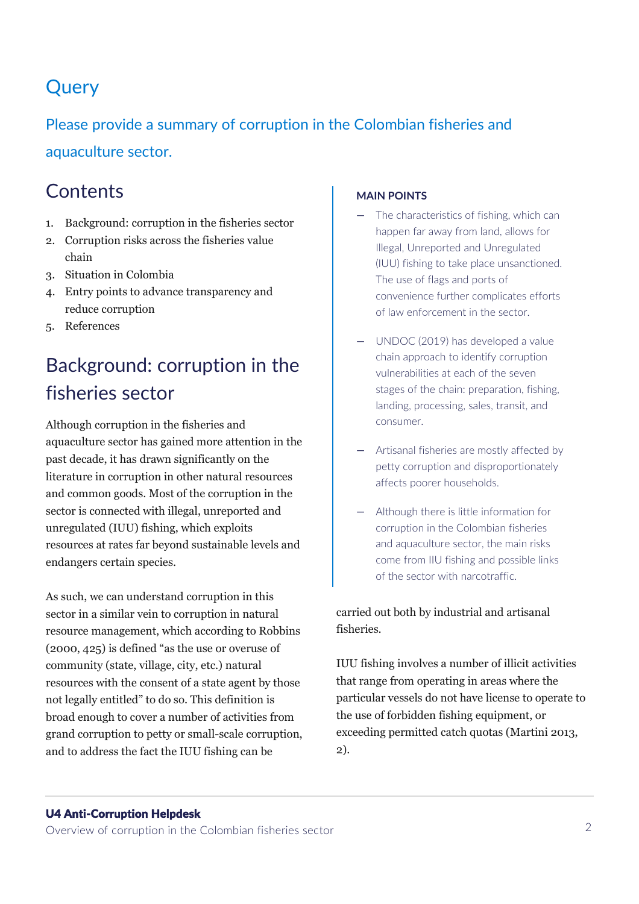# Query

Please provide a summary of corruption in the Colombian fisheries and aquaculture sector.

## Contents

1. Background: corruption in the fisheries sector
2. Corruption risks across the fisheries value chain
3. Situation in Colombia
4. Entry points to advance transparency and reduce corruption
5. References

**MAIN POINTS**

- The characteristics of fishing, which can happen far away from land, allows for Illegal, Unreported and Unregulated (IUU) fishing to take place unsanctioned. The use of flags and ports of convenience further complicates efforts of law enforcement in the sector.
- UNDOC (2019) has developed a value chain approach to identify corruption vulnerabilities at each of the seven stages of the chain: preparation, fishing, landing, processing, sales, transit, and consumer.
- Artisanal fisheries are mostly affected by petty corruption and disproportionately affects poorer households.
- Although there is little information for corruption in the Colombian fisheries and aquaculture sector, the main risks come from IIU fishing and possible links of the sector with narcotraffic.

## Background: corruption in the fisheries sector

Although corruption in the fisheries and aquaculture sector has gained more attention in the past decade, it has drawn significantly on the literature in corruption in other natural resources and common goods. Most of the corruption in the sector is connected with illegal, unreported and unregulated (IUU) fishing, which exploits resources at rates far beyond sustainable levels and endangers certain species.

As such, we can understand corruption in this sector in a similar vein to corruption in natural resource management, which according to Robbins (2000, 425) is defined "as the use or overuse of community (state, village, city, etc.) natural resources with the consent of a state agent by those not legally entitled" to do so. This definition is broad enough to cover a number of activities from grand corruption to petty or small-scale corruption, and to address the fact the IUU fishing can be carried out both by industrial and artisanal fisheries.

IUU fishing involves a number of illicit activities that range from operating in areas where the particular vessels do not have license to operate to the use of forbidden fishing equipment, or exceeding permitted catch quotas (Martini 2013, 2).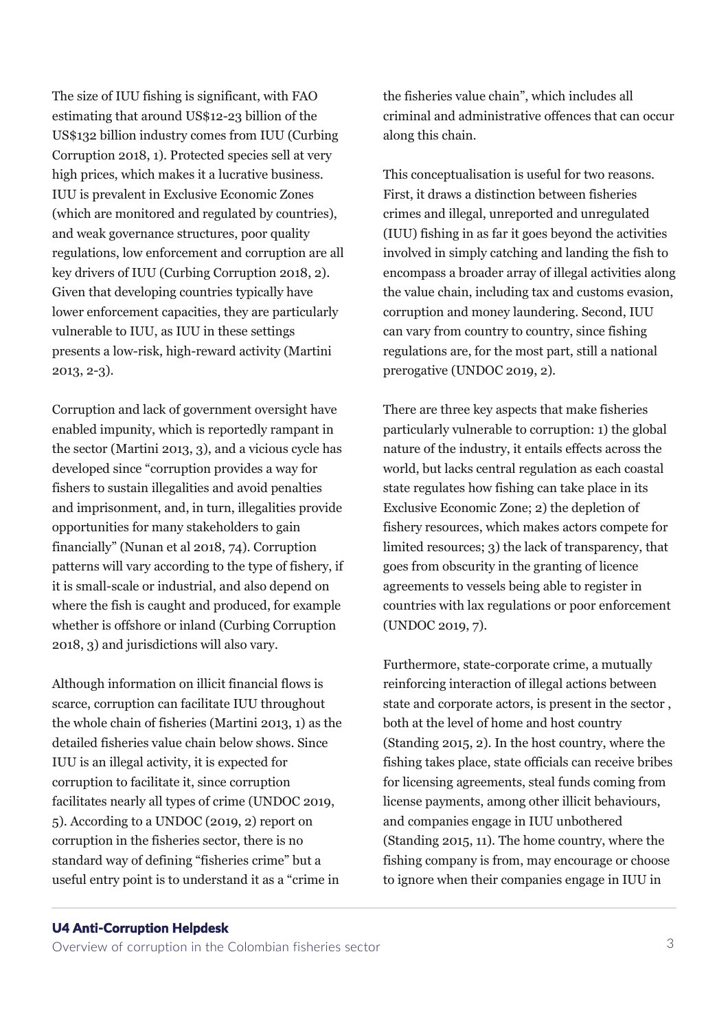The size of IUU fishing is significant, with FAO estimating that around US$12-23 billion of the US$132 billion industry comes from IUU (Curbing Corruption 2018, 1). Protected species sell at very high prices, which makes it a lucrative business. IUU is prevalent in Exclusive Economic Zones (which are monitored and regulated by countries), and weak governance structures, poor quality regulations, low enforcement and corruption are all key drivers of IUU (Curbing Corruption 2018, 2). Given that developing countries typically have lower enforcement capacities, they are particularly vulnerable to IUU, as IUU in these settings presents a low-risk, high-reward activity (Martini 2013, 2-3).

Corruption and lack of government oversight have enabled impunity, which is reportedly rampant in the sector (Martini 2013, 3), and a vicious cycle has developed since "corruption provides a way for fishers to sustain illegalities and avoid penalties and imprisonment, and, in turn, illegalities provide opportunities for many stakeholders to gain financially" (Nunan et al 2018, 74). Corruption patterns will vary according to the type of fishery, if it is small-scale or industrial, and also depend on where the fish is caught and produced, for example whether is offshore or inland (Curbing Corruption 2018, 3) and jurisdictions will also vary.

Although information on illicit financial flows is scarce, corruption can facilitate IUU throughout the whole chain of fisheries (Martini 2013, 1) as the detailed fisheries value chain below shows. Since IUU is an illegal activity, it is expected for corruption to facilitate it, since corruption facilitates nearly all types of crime (UNDOC 2019, 5). According to a UNDOC (2019, 2) report on corruption in the fisheries sector, there is no standard way of defining "fisheries crime" but a useful entry point is to understand it as a "crime in the fisheries value chain", which includes all criminal and administrative offences that can occur along this chain.

This conceptualisation is useful for two reasons. First, it draws a distinction between fisheries crimes and illegal, unreported and unregulated (IUU) fishing in as far it goes beyond the activities involved in simply catching and landing the fish to encompass a broader array of illegal activities along the value chain, including tax and customs evasion, corruption and money laundering. Second, IUU can vary from country to country, since fishing regulations are, for the most part, still a national prerogative (UNDOC 2019, 2).

There are three key aspects that make fisheries particularly vulnerable to corruption: 1) the global nature of the industry, it entails effects across the world, but lacks central regulation as each coastal state regulates how fishing can take place in its Exclusive Economic Zone; 2) the depletion of fishery resources, which makes actors compete for limited resources; 3) the lack of transparency, that goes from obscurity in the granting of licence agreements to vessels being able to register in countries with lax regulations or poor enforcement (UNDOC 2019, 7).

Furthermore, state-corporate crime, a mutually reinforcing interaction of illegal actions between state and corporate actors, is present in the sector , both at the level of home and host country (Standing 2015, 2). In the host country, where the fishing takes place, state officials can receive bribes for licensing agreements, steal funds coming from license payments, among other illicit behaviours, and companies engage in IUU unbothered (Standing 2015, 11). The home country, where the fishing company is from, may encourage or choose to ignore when their companies engage in IUU in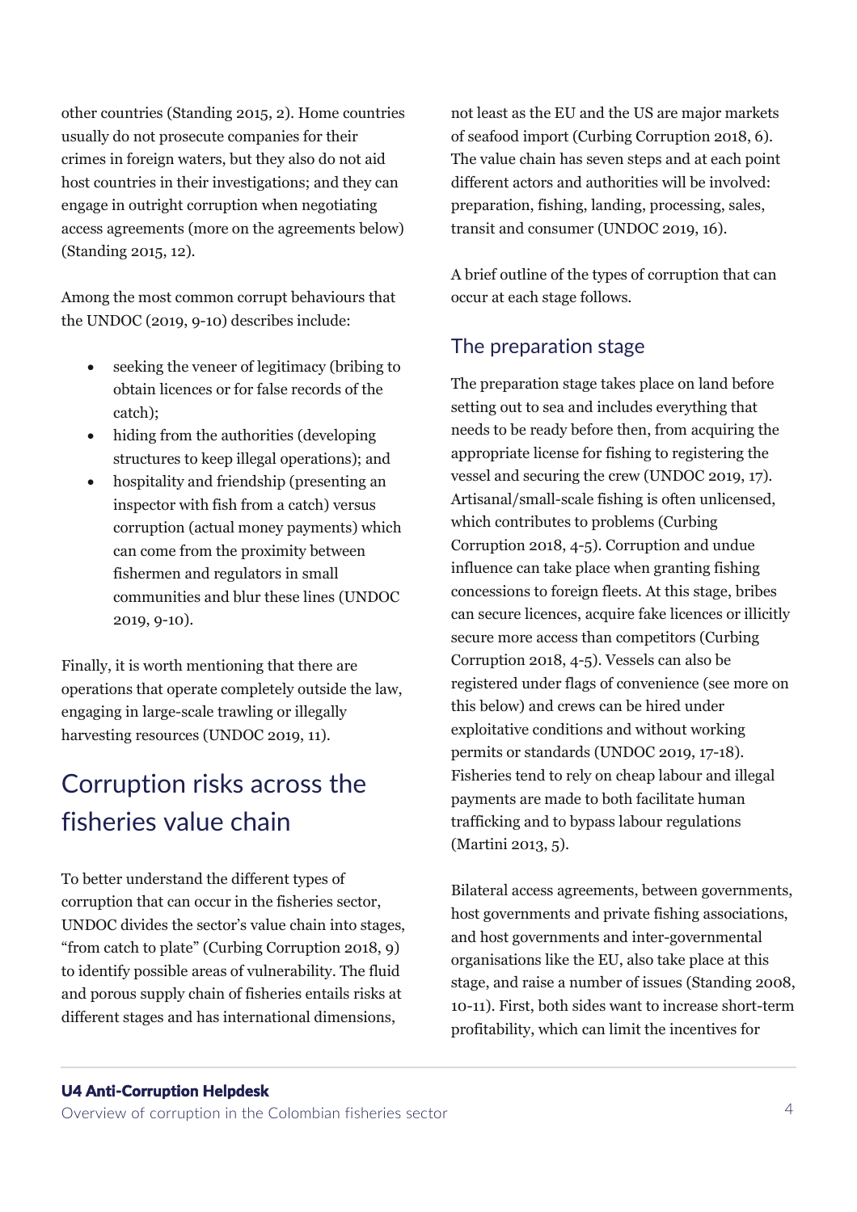other countries (Standing 2015, 2). Home countries usually do not prosecute companies for their crimes in foreign waters, but they also do not aid host countries in their investigations; and they can engage in outright corruption when negotiating access agreements (more on the agreements below) (Standing 2015, 12).

Among the most common corrupt behaviours that the UNDOC (2019, 9-10) describes include:

- seeking the veneer of legitimacy (bribing to obtain licences or for false records of the catch);
- hiding from the authorities (developing structures to keep illegal operations); and
- hospitality and friendship (presenting an inspector with fish from a catch) versus corruption (actual money payments) which can come from the proximity between fishermen and regulators in small communities and blur these lines (UNDOC 2019, 9-10).

Finally, it is worth mentioning that there are operations that operate completely outside the law, engaging in large-scale trawling or illegally harvesting resources (UNDOC 2019, 11).

# Corruption risks across the fisheries value chain

To better understand the different types of corruption that can occur in the fisheries sector, UNDOC divides the sector's value chain into stages, "from catch to plate" (Curbing Corruption 2018, 9) to identify possible areas of vulnerability. The fluid and porous supply chain of fisheries entails risks at different stages and has international dimensions, not least as the EU and the US are major markets of seafood import (Curbing Corruption 2018, 6). The value chain has seven steps and at each point different actors and authorities will be involved: preparation, fishing, landing, processing, sales, transit and consumer (UNDOC 2019, 16).

A brief outline of the types of corruption that can occur at each stage follows.

## The preparation stage

The preparation stage takes place on land before setting out to sea and includes everything that needs to be ready before then, from acquiring the appropriate license for fishing to registering the vessel and securing the crew (UNDOC 2019, 17). Artisanal/small-scale fishing is often unlicensed, which contributes to problems (Curbing Corruption 2018, 4-5). Corruption and undue influence can take place when granting fishing concessions to foreign fleets. At this stage, bribes can secure licences, acquire fake licences or illicitly secure more access than competitors (Curbing Corruption 2018, 4-5). Vessels can also be registered under flags of convenience (see more on this below) and crews can be hired under exploitative conditions and without working permits or standards (UNDOC 2019, 17-18). Fisheries tend to rely on cheap labour and illegal payments are made to both facilitate human trafficking and to bypass labour regulations (Martini 2013, 5).

Bilateral access agreements, between governments, host governments and private fishing associations, and host governments and inter-governmental organisations like the EU, also take place at this stage, and raise a number of issues (Standing 2008, 10-11). First, both sides want to increase short-term profitability, which can limit the incentives for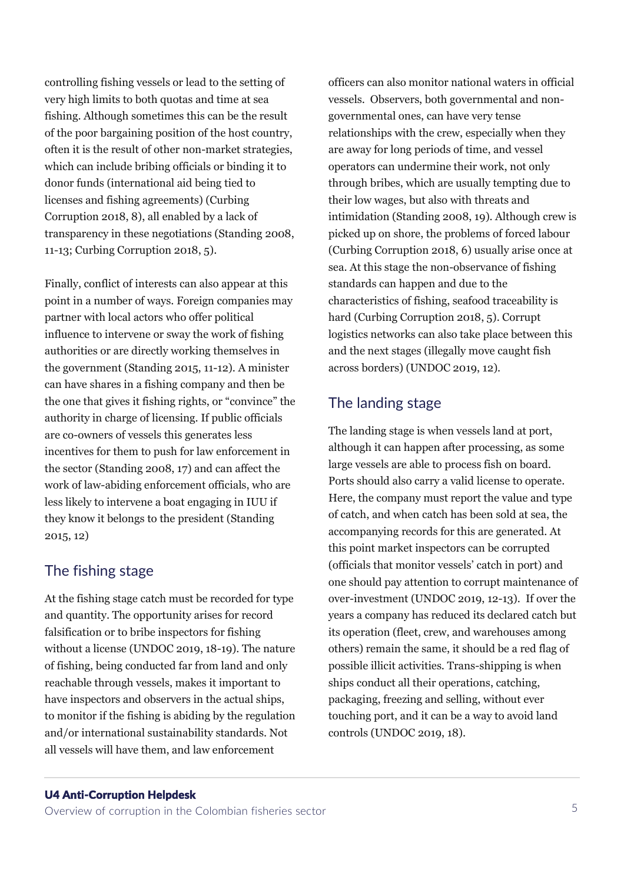controlling fishing vessels or lead to the setting of very high limits to both quotas and time at sea fishing. Although sometimes this can be the result of the poor bargaining position of the host country, often it is the result of other non-market strategies, which can include bribing officials or binding it to donor funds (international aid being tied to licenses and fishing agreements) (Curbing Corruption 2018, 8), all enabled by a lack of transparency in these negotiations (Standing 2008, 11-13; Curbing Corruption 2018, 5).

Finally, conflict of interests can also appear at this point in a number of ways. Foreign companies may partner with local actors who offer political influence to intervene or sway the work of fishing authorities or are directly working themselves in the government (Standing 2015, 11-12). A minister can have shares in a fishing company and then be the one that gives it fishing rights, or "convince" the authority in charge of licensing. If public officials are co-owners of vessels this generates less incentives for them to push for law enforcement in the sector (Standing 2008, 17) and can affect the work of law-abiding enforcement officials, who are less likely to intervene a boat engaging in IUU if they know it belongs to the president (Standing 2015, 12)

## The fishing stage

At the fishing stage catch must be recorded for type and quantity. The opportunity arises for record falsification or to bribe inspectors for fishing without a license (UNDOC 2019, 18-19). The nature of fishing, being conducted far from land and only reachable through vessels, makes it important to have inspectors and observers in the actual ships, to monitor if the fishing is abiding by the regulation and/or international sustainability standards. Not all vessels will have them, and law enforcement officers can also monitor national waters in official vessels. Observers, both governmental and non-governmental ones, can have very tense relationships with the crew, especially when they are away for long periods of time, and vessel operators can undermine their work, not only through bribes, which are usually tempting due to their low wages, but also with threats and intimidation (Standing 2008, 19). Although crew is picked up on shore, the problems of forced labour (Curbing Corruption 2018, 6) usually arise once at sea. At this stage the non-observance of fishing standards can happen and due to the characteristics of fishing, seafood traceability is hard (Curbing Corruption 2018, 5). Corrupt logistics networks can also take place between this and the next stages (illegally move caught fish across borders) (UNDOC 2019, 12).

## The landing stage

The landing stage is when vessels land at port, although it can happen after processing, as some large vessels are able to process fish on board. Ports should also carry a valid license to operate. Here, the company must report the value and type of catch, and when catch has been sold at sea, the accompanying records for this are generated. At this point market inspectors can be corrupted (officials that monitor vessels' catch in port) and one should pay attention to corrupt maintenance of over-investment (UNDOC 2019, 12-13). If over the years a company has reduced its declared catch but its operation (fleet, crew, and warehouses among others) remain the same, it should be a red flag of possible illicit activities. Trans-shipping is when ships conduct all their operations, catching, packaging, freezing and selling, without ever touching port, and it can be a way to avoid land controls (UNDOC 2019, 18).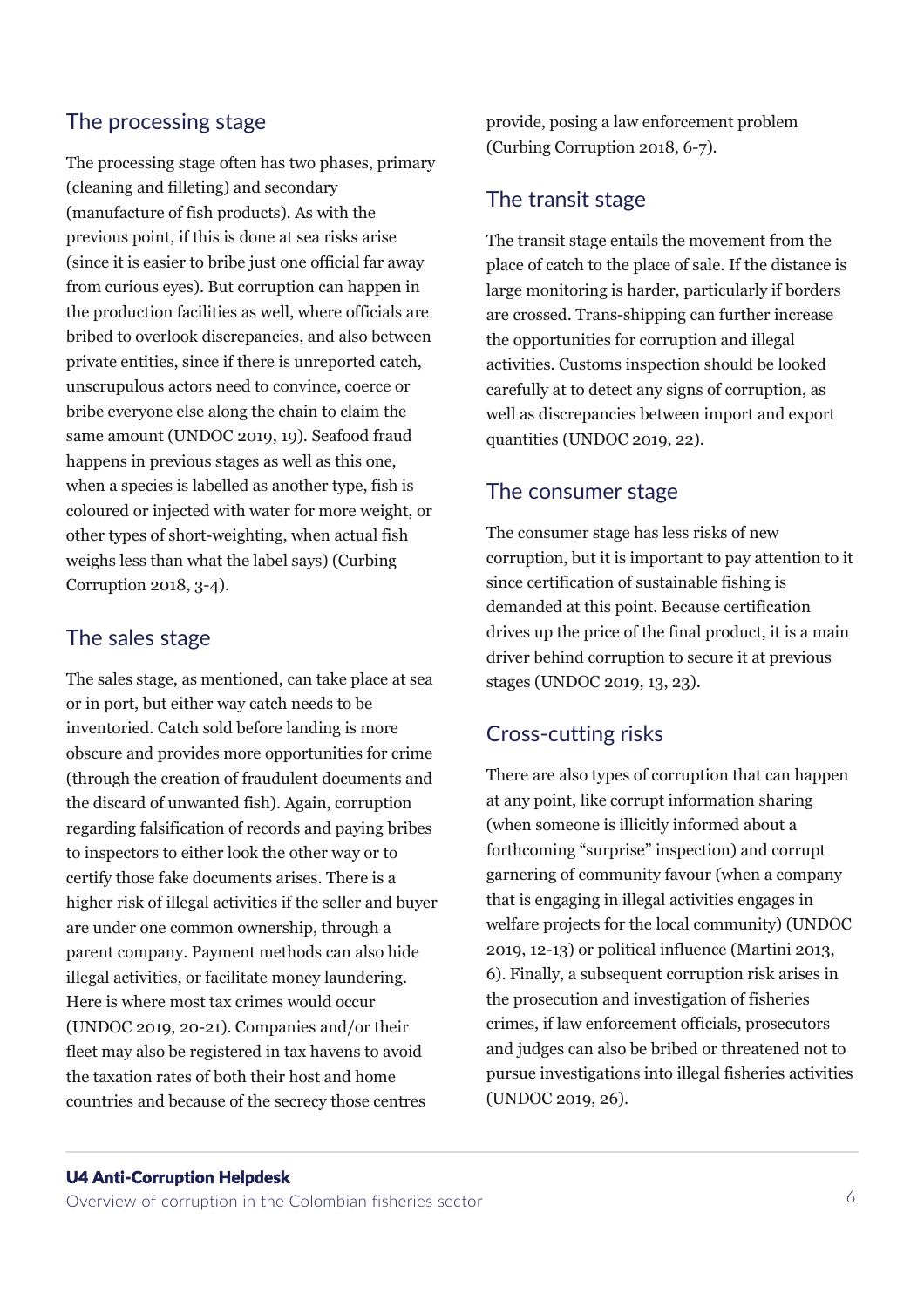## The processing stage

The processing stage often has two phases, primary (cleaning and filleting) and secondary (manufacture of fish products). As with the previous point, if this is done at sea risks arise (since it is easier to bribe just one official far away from curious eyes). But corruption can happen in the production facilities as well, where officials are bribed to overlook discrepancies, and also between private entities, since if there is unreported catch, unscrupulous actors need to convince, coerce or bribe everyone else along the chain to claim the same amount (UNDOC 2019, 19). Seafood fraud happens in previous stages as well as this one, when a species is labelled as another type, fish is coloured or injected with water for more weight, or other types of short-weighting, when actual fish weighs less than what the label says) (Curbing Corruption 2018, 3-4).

## The sales stage

The sales stage, as mentioned, can take place at sea or in port, but either way catch needs to be inventoried. Catch sold before landing is more obscure and provides more opportunities for crime (through the creation of fraudulent documents and the discard of unwanted fish). Again, corruption regarding falsification of records and paying bribes to inspectors to either look the other way or to certify those fake documents arises. There is a higher risk of illegal activities if the seller and buyer are under one common ownership, through a parent company. Payment methods can also hide illegal activities, or facilitate money laundering. Here is where most tax crimes would occur (UNDOC 2019, 20-21). Companies and/or their fleet may also be registered in tax havens to avoid the taxation rates of both their host and home countries and because of the secrecy those centres provide, posing a law enforcement problem (Curbing Corruption 2018, 6-7).

## The transit stage

The transit stage entails the movement from the place of catch to the place of sale. If the distance is large monitoring is harder, particularly if borders are crossed. Trans-shipping can further increase the opportunities for corruption and illegal activities. Customs inspection should be looked carefully at to detect any signs of corruption, as well as discrepancies between import and export quantities (UNDOC 2019, 22).

## The consumer stage

The consumer stage has less risks of new corruption, but it is important to pay attention to it since certification of sustainable fishing is demanded at this point. Because certification drives up the price of the final product, it is a main driver behind corruption to secure it at previous stages (UNDOC 2019, 13, 23).

## Cross-cutting risks

There are also types of corruption that can happen at any point, like corrupt information sharing (when someone is illicitly informed about a forthcoming "surprise" inspection) and corrupt garnering of community favour (when a company that is engaging in illegal activities engages in welfare projects for the local community) (UNDOC 2019, 12-13) or political influence (Martini 2013, 6). Finally, a subsequent corruption risk arises in the prosecution and investigation of fisheries crimes, if law enforcement officials, prosecutors and judges can also be bribed or threatened not to pursue investigations into illegal fisheries activities (UNDOC 2019, 26).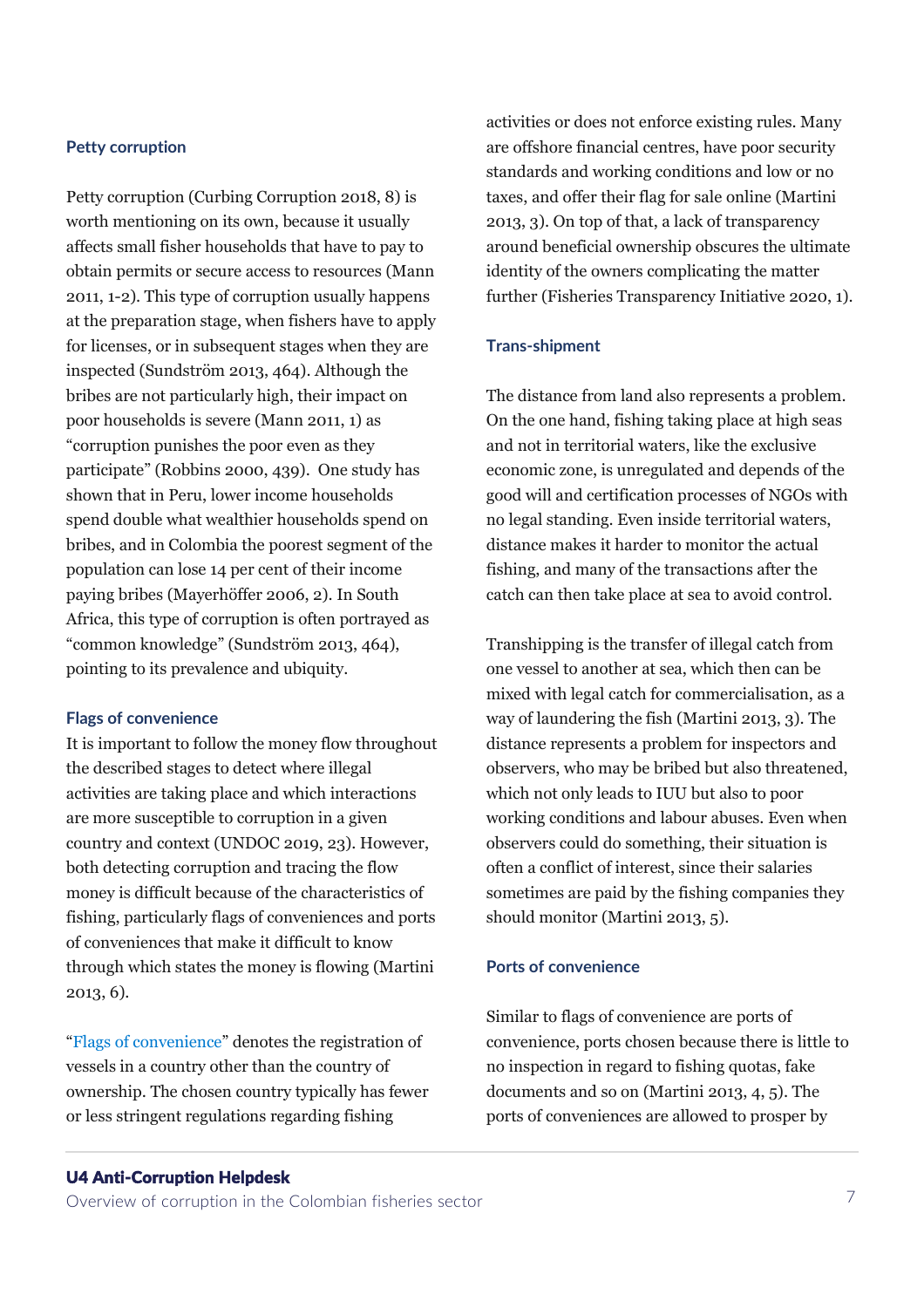### Petty corruption

Petty corruption (Curbing Corruption 2018, 8) is worth mentioning on its own, because it usually affects small fisher households that have to pay to obtain permits or secure access to resources (Mann 2011, 1-2). This type of corruption usually happens at the preparation stage, when fishers have to apply for licenses, or in subsequent stages when they are inspected (Sundström 2013, 464). Although the bribes are not particularly high, their impact on poor households is severe (Mann 2011, 1) as "corruption punishes the poor even as they participate" (Robbins 2000, 439). One study has shown that in Peru, lower income households spend double what wealthier households spend on bribes, and in Colombia the poorest segment of the population can lose 14 per cent of their income paying bribes (Mayerhöffer 2006, 2). In South Africa, this type of corruption is often portrayed as "common knowledge" (Sundström 2013, 464), pointing to its prevalence and ubiquity.

### Flags of convenience

It is important to follow the money flow throughout the described stages to detect where illegal activities are taking place and which interactions are more susceptible to corruption in a given country and context (UNDOC 2019, 23). However, both detecting corruption and tracing the flow money is difficult because of the characteristics of fishing, particularly flags of conveniences and ports of conveniences that make it difficult to know through which states the money is flowing (Martini 2013, 6).

"Flags of convenience" denotes the registration of vessels in a country other than the country of ownership. The chosen country typically has fewer or less stringent regulations regarding fishing activities or does not enforce existing rules. Many are offshore financial centres, have poor security standards and working conditions and low or no taxes, and offer their flag for sale online (Martini 2013, 3). On top of that, a lack of transparency around beneficial ownership obscures the ultimate identity of the owners complicating the matter further (Fisheries Transparency Initiative 2020, 1).

### Trans-shipment

The distance from land also represents a problem. On the one hand, fishing taking place at high seas and not in territorial waters, like the exclusive economic zone, is unregulated and depends of the good will and certification processes of NGOs with no legal standing. Even inside territorial waters, distance makes it harder to monitor the actual fishing, and many of the transactions after the catch can then take place at sea to avoid control.

Transhipping is the transfer of illegal catch from one vessel to another at sea, which then can be mixed with legal catch for commercialisation, as a way of laundering the fish (Martini 2013, 3). The distance represents a problem for inspectors and observers, who may be bribed but also threatened, which not only leads to IUU but also to poor working conditions and labour abuses. Even when observers could do something, their situation is often a conflict of interest, since their salaries sometimes are paid by the fishing companies they should monitor (Martini 2013, 5).

### Ports of convenience

Similar to flags of convenience are ports of convenience, ports chosen because there is little to no inspection in regard to fishing quotas, fake documents and so on (Martini 2013, 4, 5). The ports of conveniences are allowed to prosper by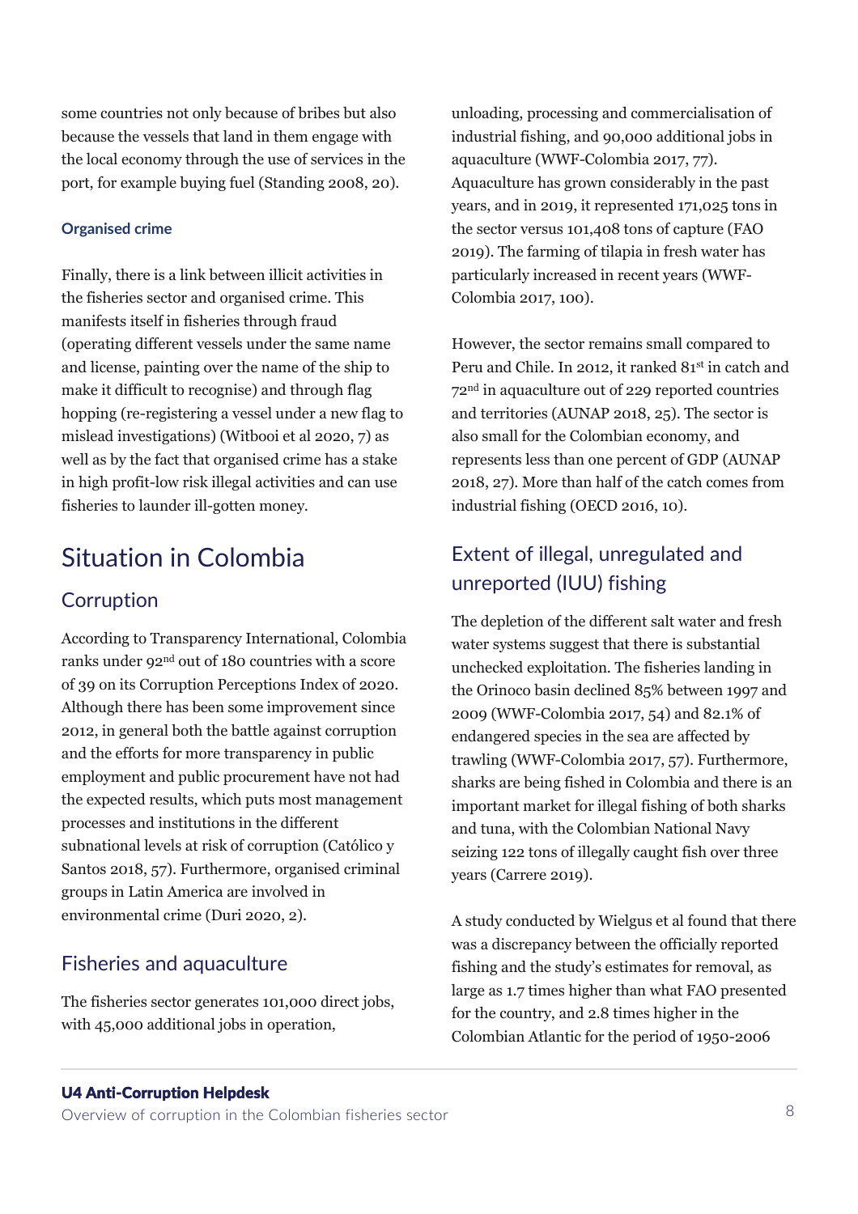some countries not only because of bribes but also because the vessels that land in them engage with the local economy through the use of services in the port, for example buying fuel (Standing 2008, 20).

#### Organised crime

Finally, there is a link between illicit activities in the fisheries sector and organised crime. This manifests itself in fisheries through fraud (operating different vessels under the same name and license, painting over the name of the ship to make it difficult to recognise) and through flag hopping (re-registering a vessel under a new flag to mislead investigations) (Witbooi et al 2020, 7) as well as by the fact that organised crime has a stake in high profit-low risk illegal activities and can use fisheries to launder ill-gotten money.

# Situation in Colombia

## Corruption

According to Transparency International, Colombia ranks under 92nd out of 180 countries with a score of 39 on its Corruption Perceptions Index of 2020. Although there has been some improvement since 2012, in general both the battle against corruption and the efforts for more transparency in public employment and public procurement have not had the expected results, which puts most management processes and institutions in the different subnational levels at risk of corruption (Católico y Santos 2018, 57). Furthermore, organised criminal groups in Latin America are involved in environmental crime (Duri 2020, 2).

## Fisheries and aquaculture

The fisheries sector generates 101,000 direct jobs, with 45,000 additional jobs in operation, unloading, processing and commercialisation of industrial fishing, and 90,000 additional jobs in aquaculture (WWF-Colombia 2017, 77). Aquaculture has grown considerably in the past years, and in 2019, it represented 171,025 tons in the sector versus 101,408 tons of capture (FAO 2019). The farming of tilapia in fresh water has particularly increased in recent years (WWF-Colombia 2017, 100).

However, the sector remains small compared to Peru and Chile. In 2012, it ranked 81st in catch and 72nd in aquaculture out of 229 reported countries and territories (AUNAP 2018, 25). The sector is also small for the Colombian economy, and represents less than one percent of GDP (AUNAP 2018, 27). More than half of the catch comes from industrial fishing (OECD 2016, 10).

## Extent of illegal, unregulated and unreported (IUU) fishing

The depletion of the different salt water and fresh water systems suggest that there is substantial unchecked exploitation. The fisheries landing in the Orinoco basin declined 85% between 1997 and 2009 (WWF-Colombia 2017, 54) and 82.1% of endangered species in the sea are affected by trawling (WWF-Colombia 2017, 57). Furthermore, sharks are being fished in Colombia and there is an important market for illegal fishing of both sharks and tuna, with the Colombian National Navy seizing 122 tons of illegally caught fish over three years (Carrere 2019).

A study conducted by Wielgus et al found that there was a discrepancy between the officially reported fishing and the study's estimates for removal, as large as 1.7 times higher than what FAO presented for the country, and 2.8 times higher in the Colombian Atlantic for the period of 1950-2006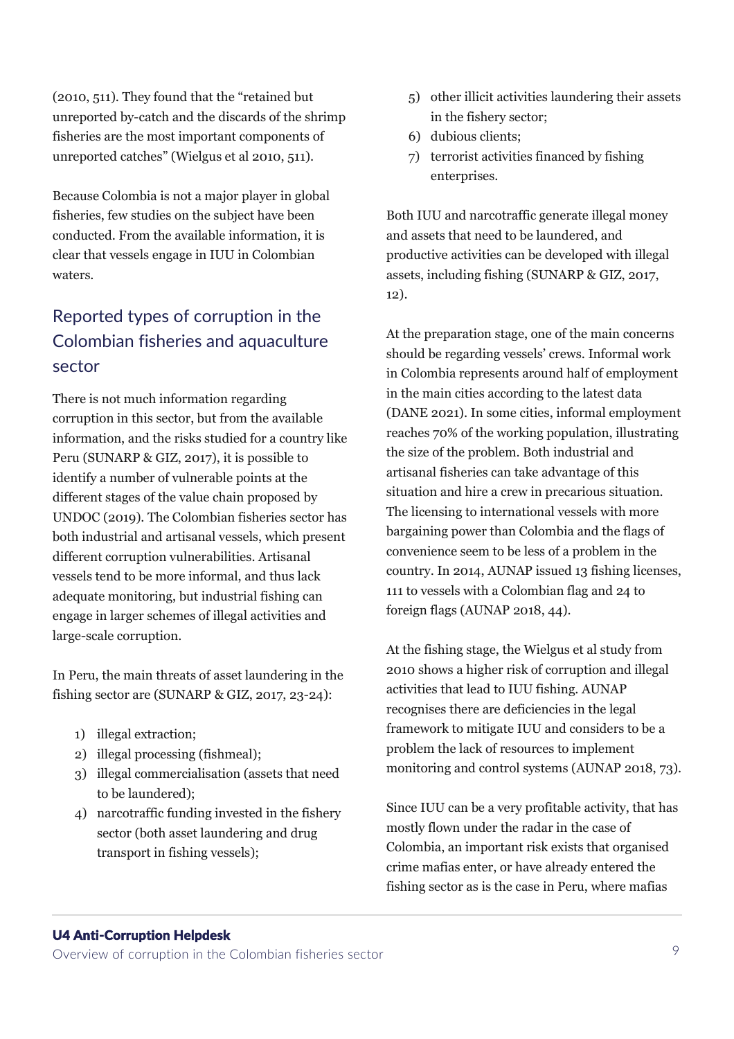(2010, 511). They found that the "retained but unreported by-catch and the discards of the shrimp fisheries are the most important components of unreported catches" (Wielgus et al 2010, 511).

Because Colombia is not a major player in global fisheries, few studies on the subject have been conducted. From the available information, it is clear that vessels engage in IUU in Colombian waters.

## Reported types of corruption in the Colombian fisheries and aquaculture sector

There is not much information regarding corruption in this sector, but from the available information, and the risks studied for a country like Peru (SUNARP & GIZ, 2017), it is possible to identify a number of vulnerable points at the different stages of the value chain proposed by UNDOC (2019). The Colombian fisheries sector has both industrial and artisanal vessels, which present different corruption vulnerabilities. Artisanal vessels tend to be more informal, and thus lack adequate monitoring, but industrial fishing can engage in larger schemes of illegal activities and large-scale corruption.

In Peru, the main threats of asset laundering in the fishing sector are (SUNARP & GIZ, 2017, 23-24):

1) illegal extraction;
2) illegal processing (fishmeal);
3) illegal commercialisation (assets that need to be laundered);
4) narcotraffic funding invested in the fishery sector (both asset laundering and drug transport in fishing vessels);
5) other illicit activities laundering their assets in the fishery sector;
6) dubious clients;
7) terrorist activities financed by fishing enterprises.

Both IUU and narcotraffic generate illegal money and assets that need to be laundered, and productive activities can be developed with illegal assets, including fishing (SUNARP & GIZ, 2017, 12).

At the preparation stage, one of the main concerns should be regarding vessels' crews. Informal work in Colombia represents around half of employment in the main cities according to the latest data (DANE 2021). In some cities, informal employment reaches 70% of the working population, illustrating the size of the problem. Both industrial and artisanal fisheries can take advantage of this situation and hire a crew in precarious situation. The licensing to international vessels with more bargaining power than Colombia and the flags of convenience seem to be less of a problem in the country. In 2014, AUNAP issued 13 fishing licenses, 111 to vessels with a Colombian flag and 24 to foreign flags (AUNAP 2018, 44).

At the fishing stage, the Wielgus et al study from 2010 shows a higher risk of corruption and illegal activities that lead to IUU fishing. AUNAP recognises there are deficiencies in the legal framework to mitigate IUU and considers to be a problem the lack of resources to implement monitoring and control systems (AUNAP 2018, 73).

Since IUU can be a very profitable activity, that has mostly flown under the radar in the case of Colombia, an important risk exists that organised crime mafias enter, or have already entered the fishing sector as is the case in Peru, where mafias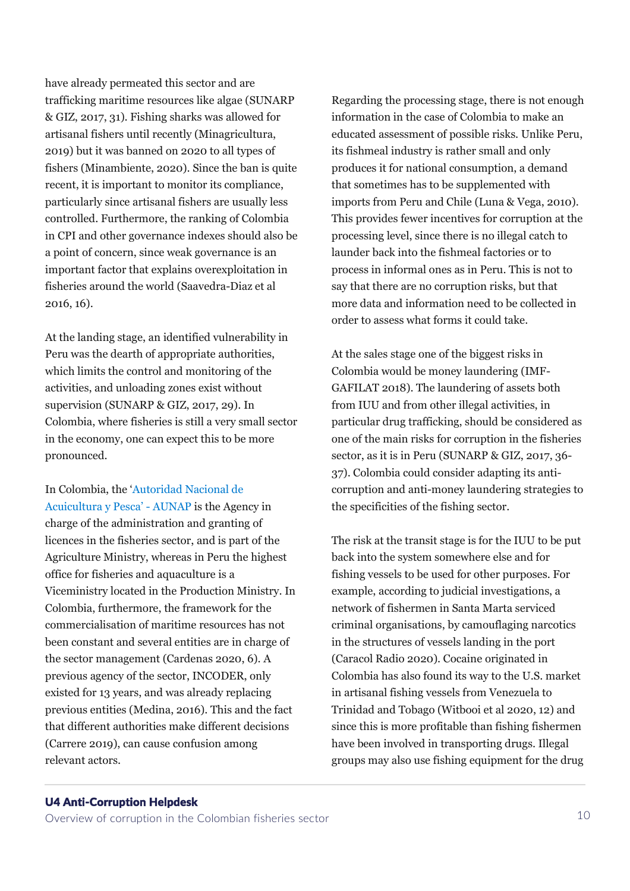have already permeated this sector and are trafficking maritime resources like algae (SUNARP & GIZ, 2017, 31). Fishing sharks was allowed for artisanal fishers until recently (Minagricultura, 2019) but it was banned on 2020 to all types of fishers (Minambiente, 2020). Since the ban is quite recent, it is important to monitor its compliance, particularly since artisanal fishers are usually less controlled. Furthermore, the ranking of Colombia in CPI and other governance indexes should also be a point of concern, since weak governance is an important factor that explains overexploitation in fisheries around the world (Saavedra-Diaz et al 2016, 16).

At the landing stage, an identified vulnerability in Peru was the dearth of appropriate authorities, which limits the control and monitoring of the activities, and unloading zones exist without supervision (SUNARP & GIZ, 2017, 29). In Colombia, where fisheries is still a very small sector in the economy, one can expect this to be more pronounced.

In Colombia, the 'Autoridad Nacional de Acuicultura y Pesca' - AUNAP is the Agency in charge of the administration and granting of licences in the fisheries sector, and is part of the Agriculture Ministry, whereas in Peru the highest office for fisheries and aquaculture is a Viceministry located in the Production Ministry. In Colombia, furthermore, the framework for the commercialisation of maritime resources has not been constant and several entities are in charge of the sector management (Cardenas 2020, 6). A previous agency of the sector, INCODER, only existed for 13 years, and was already replacing previous entities (Medina, 2016). This and the fact that different authorities make different decisions (Carrere 2019), can cause confusion among relevant actors.

Regarding the processing stage, there is not enough information in the case of Colombia to make an educated assessment of possible risks. Unlike Peru, its fishmeal industry is rather small and only produces it for national consumption, a demand that sometimes has to be supplemented with imports from Peru and Chile (Luna & Vega, 2010). This provides fewer incentives for corruption at the processing level, since there is no illegal catch to launder back into the fishmeal factories or to process in informal ones as in Peru. This is not to say that there are no corruption risks, but that more data and information need to be collected in order to assess what forms it could take.

At the sales stage one of the biggest risks in Colombia would be money laundering (IMF-GAFILAT 2018). The laundering of assets both from IUU and from other illegal activities, in particular drug trafficking, should be considered as one of the main risks for corruption in the fisheries sector, as it is in Peru (SUNARP & GIZ, 2017, 36-37). Colombia could consider adapting its anti-corruption and anti-money laundering strategies to the specificities of the fishing sector.

The risk at the transit stage is for the IUU to be put back into the system somewhere else and for fishing vessels to be used for other purposes. For example, according to judicial investigations, a network of fishermen in Santa Marta serviced criminal organisations, by camouflaging narcotics in the structures of vessels landing in the port (Caracol Radio 2020). Cocaine originated in Colombia has also found its way to the U.S. market in artisanal fishing vessels from Venezuela to Trinidad and Tobago (Witbooi et al 2020, 12) and since this is more profitable than fishing fishermen have been involved in transporting drugs. Illegal groups may also use fishing equipment for the drug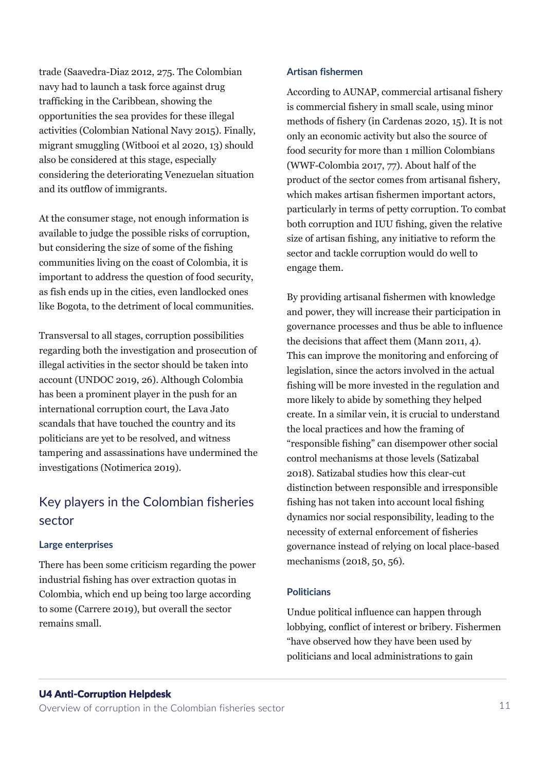trade (Saavedra-Diaz 2012, 275. The Colombian navy had to launch a task force against drug trafficking in the Caribbean, showing the opportunities the sea provides for these illegal activities (Colombian National Navy 2015). Finally, migrant smuggling (Witbooi et al 2020, 13) should also be considered at this stage, especially considering the deteriorating Venezuelan situation and its outflow of immigrants.

At the consumer stage, not enough information is available to judge the possible risks of corruption, but considering the size of some of the fishing communities living on the coast of Colombia, it is important to address the question of food security, as fish ends up in the cities, even landlocked ones like Bogota, to the detriment of local communities.

Transversal to all stages, corruption possibilities regarding both the investigation and prosecution of illegal activities in the sector should be taken into account (UNDOC 2019, 26). Although Colombia has been a prominent player in the push for an international corruption court, the Lava Jato scandals that have touched the country and its politicians are yet to be resolved, and witness tampering and assassinations have undermined the investigations (Notimerica 2019).

## Key players in the Colombian fisheries sector

### Large enterprises

There has been some criticism regarding the power industrial fishing has over extraction quotas in Colombia, which end up being too large according to some (Carrere 2019), but overall the sector remains small.

### Artisan fishermen

According to AUNAP, commercial artisanal fishery is commercial fishery in small scale, using minor methods of fishery (in Cardenas 2020, 15). It is not only an economic activity but also the source of food security for more than 1 million Colombians (WWF-Colombia 2017, 77). About half of the product of the sector comes from artisanal fishery, which makes artisan fishermen important actors, particularly in terms of petty corruption. To combat both corruption and IUU fishing, given the relative size of artisan fishing, any initiative to reform the sector and tackle corruption would do well to engage them.

By providing artisanal fishermen with knowledge and power, they will increase their participation in governance processes and thus be able to influence the decisions that affect them (Mann 2011, 4). This can improve the monitoring and enforcing of legislation, since the actors involved in the actual fishing will be more invested in the regulation and more likely to abide by something they helped create. In a similar vein, it is crucial to understand the local practices and how the framing of "responsible fishing" can disempower other social control mechanisms at those levels (Satizabal 2018). Satizabal studies how this clear-cut distinction between responsible and irresponsible fishing has not taken into account local fishing dynamics nor social responsibility, leading to the necessity of external enforcement of fisheries governance instead of relying on local place-based mechanisms (2018, 50, 56).

### Politicians

Undue political influence can happen through lobbying, conflict of interest or bribery. Fishermen "have observed how they have been used by politicians and local administrations to gain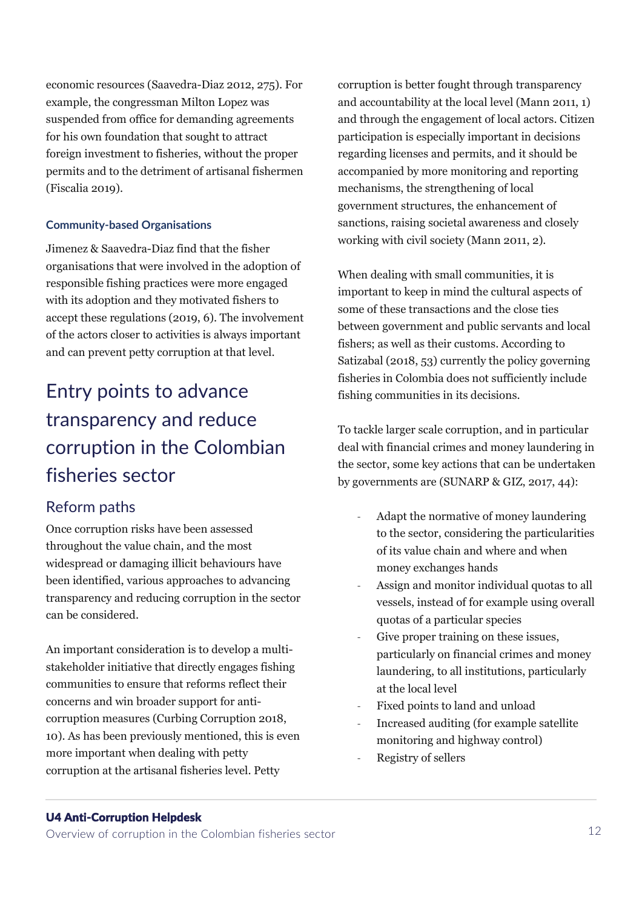economic resources (Saavedra-Diaz 2012, 275). For example, the congressman Milton Lopez was suspended from office for demanding agreements for his own foundation that sought to attract foreign investment to fisheries, without the proper permits and to the detriment of artisanal fishermen (Fiscalia 2019).

### Community-based Organisations

Jimenez & Saavedra-Diaz find that the fisher organisations that were involved in the adoption of responsible fishing practices were more engaged with its adoption and they motivated fishers to accept these regulations (2019, 6). The involvement of the actors closer to activities is always important and can prevent petty corruption at that level.

# Entry points to advance transparency and reduce corruption in the Colombian fisheries sector

## Reform paths

Once corruption risks have been assessed throughout the value chain, and the most widespread or damaging illicit behaviours have been identified, various approaches to advancing transparency and reducing corruption in the sector can be considered.

An important consideration is to develop a multi-stakeholder initiative that directly engages fishing communities to ensure that reforms reflect their concerns and win broader support for anti-corruption measures (Curbing Corruption 2018, 10). As has been previously mentioned, this is even more important when dealing with petty corruption at the artisanal fisheries level. Petty corruption is better fought through transparency and accountability at the local level (Mann 2011, 1) and through the engagement of local actors. Citizen participation is especially important in decisions regarding licenses and permits, and it should be accompanied by more monitoring and reporting mechanisms, the strengthening of local government structures, the enhancement of sanctions, raising societal awareness and closely working with civil society (Mann 2011, 2).

When dealing with small communities, it is important to keep in mind the cultural aspects of some of these transactions and the close ties between government and public servants and local fishers; as well as their customs. According to Satizabal (2018, 53) currently the policy governing fisheries in Colombia does not sufficiently include fishing communities in its decisions.

To tackle larger scale corruption, and in particular deal with financial crimes and money laundering in the sector, some key actions that can be undertaken by governments are (SUNARP & GIZ, 2017, 44):

- Adapt the normative of money laundering to the sector, considering the particularities of its value chain and where and when money exchanges hands
- Assign and monitor individual quotas to all vessels, instead of for example using overall quotas of a particular species
- Give proper training on these issues, particularly on financial crimes and money laundering, to all institutions, particularly at the local level
- Fixed points to land and unload
- Increased auditing (for example satellite monitoring and highway control)
- Registry of sellers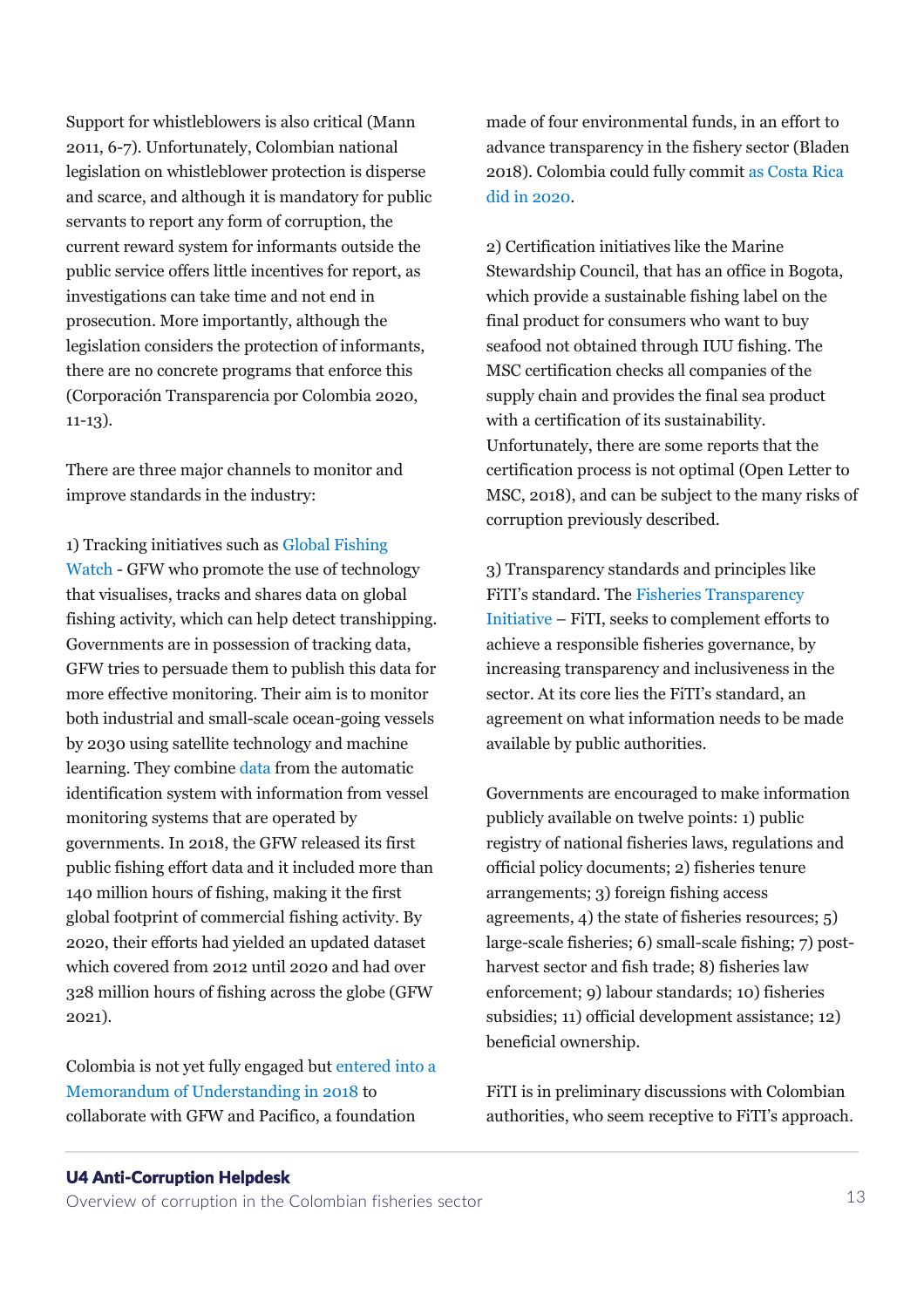Support for whistleblowers is also critical (Mann 2011, 6-7). Unfortunately, Colombian national legislation on whistleblower protection is disperse and scarce, and although it is mandatory for public servants to report any form of corruption, the current reward system for informants outside the public service offers little incentives for report, as investigations can take time and not end in prosecution. More importantly, although the legislation considers the protection of informants, there are no concrete programs that enforce this (Corporación Transparencia por Colombia 2020, 11-13).

There are three major channels to monitor and improve standards in the industry:

1) Tracking initiatives such as Global Fishing Watch - GFW who promote the use of technology that visualises, tracks and shares data on global fishing activity, which can help detect transhipping. Governments are in possession of tracking data, GFW tries to persuade them to publish this data for more effective monitoring. Their aim is to monitor both industrial and small-scale ocean-going vessels by 2030 using satellite technology and machine learning. They combine data from the automatic identification system with information from vessel monitoring systems that are operated by governments. In 2018, the GFW released its first public fishing effort data and it included more than 140 million hours of fishing, making it the first global footprint of commercial fishing activity. By 2020, their efforts had yielded an updated dataset which covered from 2012 until 2020 and had over 328 million hours of fishing across the globe (GFW 2021).

Colombia is not yet fully engaged but entered into a Memorandum of Understanding in 2018 to collaborate with GFW and Pacifico, a foundation made of four environmental funds, in an effort to advance transparency in the fishery sector (Bladen 2018). Colombia could fully commit as Costa Rica did in 2020.

2) Certification initiatives like the Marine Stewardship Council, that has an office in Bogota, which provide a sustainable fishing label on the final product for consumers who want to buy seafood not obtained through IUU fishing. The MSC certification checks all companies of the supply chain and provides the final sea product with a certification of its sustainability. Unfortunately, there are some reports that the certification process is not optimal (Open Letter to MSC, 2018), and can be subject to the many risks of corruption previously described.

3) Transparency standards and principles like FiTI's standard. The Fisheries Transparency Initiative – FiTI, seeks to complement efforts to achieve a responsible fisheries governance, by increasing transparency and inclusiveness in the sector. At its core lies the FiTI's standard, an agreement on what information needs to be made available by public authorities.

Governments are encouraged to make information publicly available on twelve points: 1) public registry of national fisheries laws, regulations and official policy documents; 2) fisheries tenure arrangements; 3) foreign fishing access agreements, 4) the state of fisheries resources; 5) large-scale fisheries; 6) small-scale fishing; 7) post-harvest sector and fish trade; 8) fisheries law enforcement; 9) labour standards; 10) fisheries subsidies; 11) official development assistance; 12) beneficial ownership.

FiTI is in preliminary discussions with Colombian authorities, who seem receptive to FiTI's approach.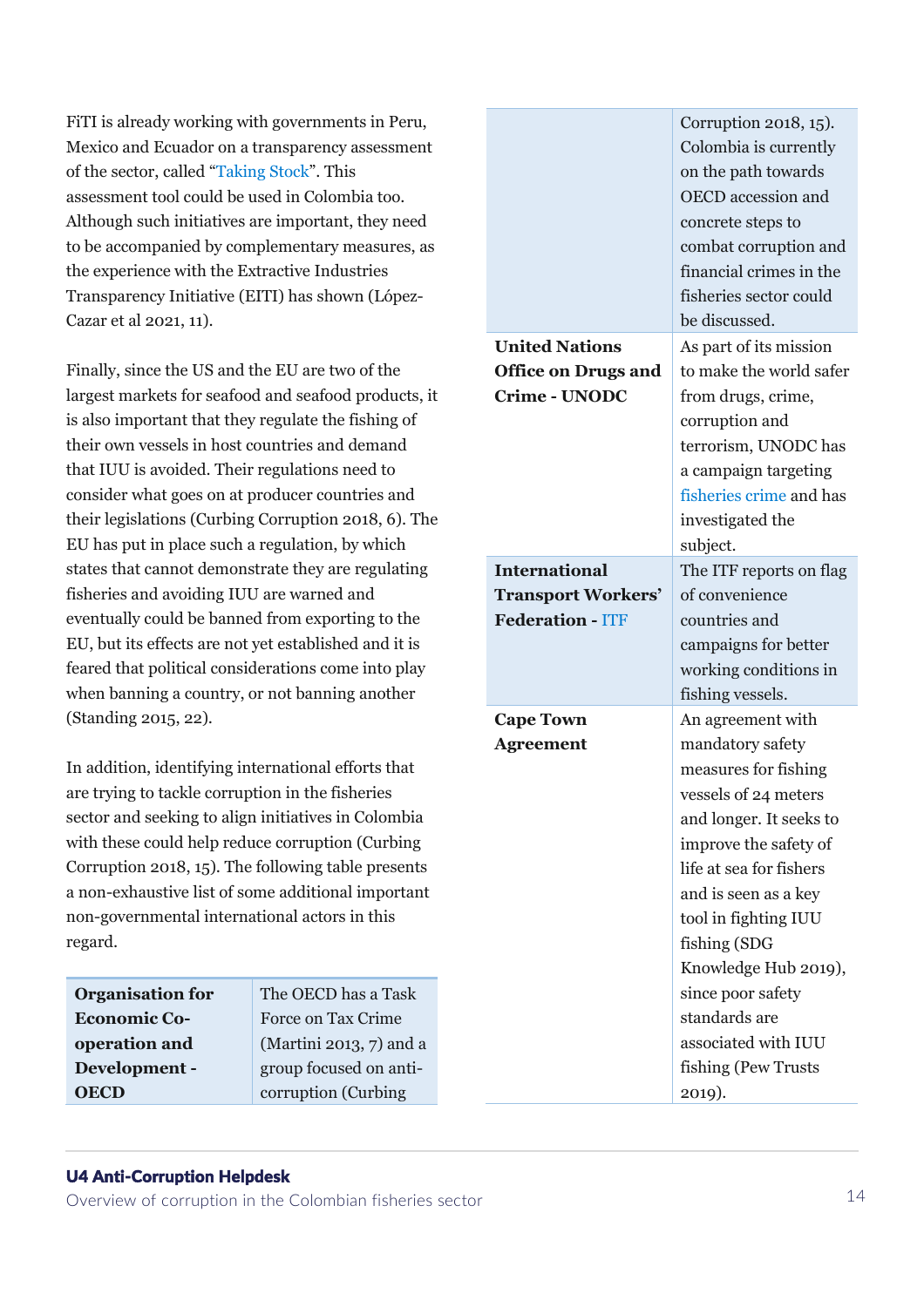FiTI is already working with governments in Peru, Mexico and Ecuador on a transparency assessment of the sector, called "Taking Stock". This assessment tool could be used in Colombia too. Although such initiatives are important, they need to be accompanied by complementary measures, as the experience with the Extractive Industries Transparency Initiative (EITI) has shown (López-Cazar et al 2021, 11).

Finally, since the US and the EU are two of the largest markets for seafood and seafood products, it is also important that they regulate the fishing of their own vessels in host countries and demand that IUU is avoided. Their regulations need to consider what goes on at producer countries and their legislations (Curbing Corruption 2018, 6). The EU has put in place such a regulation, by which states that cannot demonstrate they are regulating fisheries and avoiding IUU are warned and eventually could be banned from exporting to the EU, but its effects are not yet established and it is feared that political considerations come into play when banning a country, or not banning another (Standing 2015, 22).

In addition, identifying international efforts that are trying to tackle corruption in the fisheries sector and seeking to align initiatives in Colombia with these could help reduce corruption (Curbing Corruption 2018, 15). The following table presents a non-exhaustive list of some additional important non-governmental international actors in this regard.

| | |
|---|---|
| **Organisation for Economic Co-operation and Development - OECD** | The OECD has a Task Force on Tax Crime (Martini 2013, 7) and a group focused on anti-corruption (Curbing Corruption 2018, 15). Colombia is currently on the path towards OECD accession and concrete steps to combat corruption and financial crimes in the fisheries sector could be discussed. |
| **United Nations Office on Drugs and Crime - UNODC** | As part of its mission to make the world safer from drugs, crime, corruption and terrorism, UNODC has a campaign targeting fisheries crime and has investigated the subject. |
| **International Transport Workers' Federation - ITF** | The ITF reports on flag of convenience countries and campaigns for better working conditions in fishing vessels. |
| **Cape Town Agreement** | An agreement with mandatory safety measures for fishing vessels of 24 meters and longer. It seeks to improve the safety of life at sea for fishers and is seen as a key tool in fighting IUU fishing (SDG Knowledge Hub 2019), since poor safety standards are associated with IUU fishing (Pew Trusts 2019). |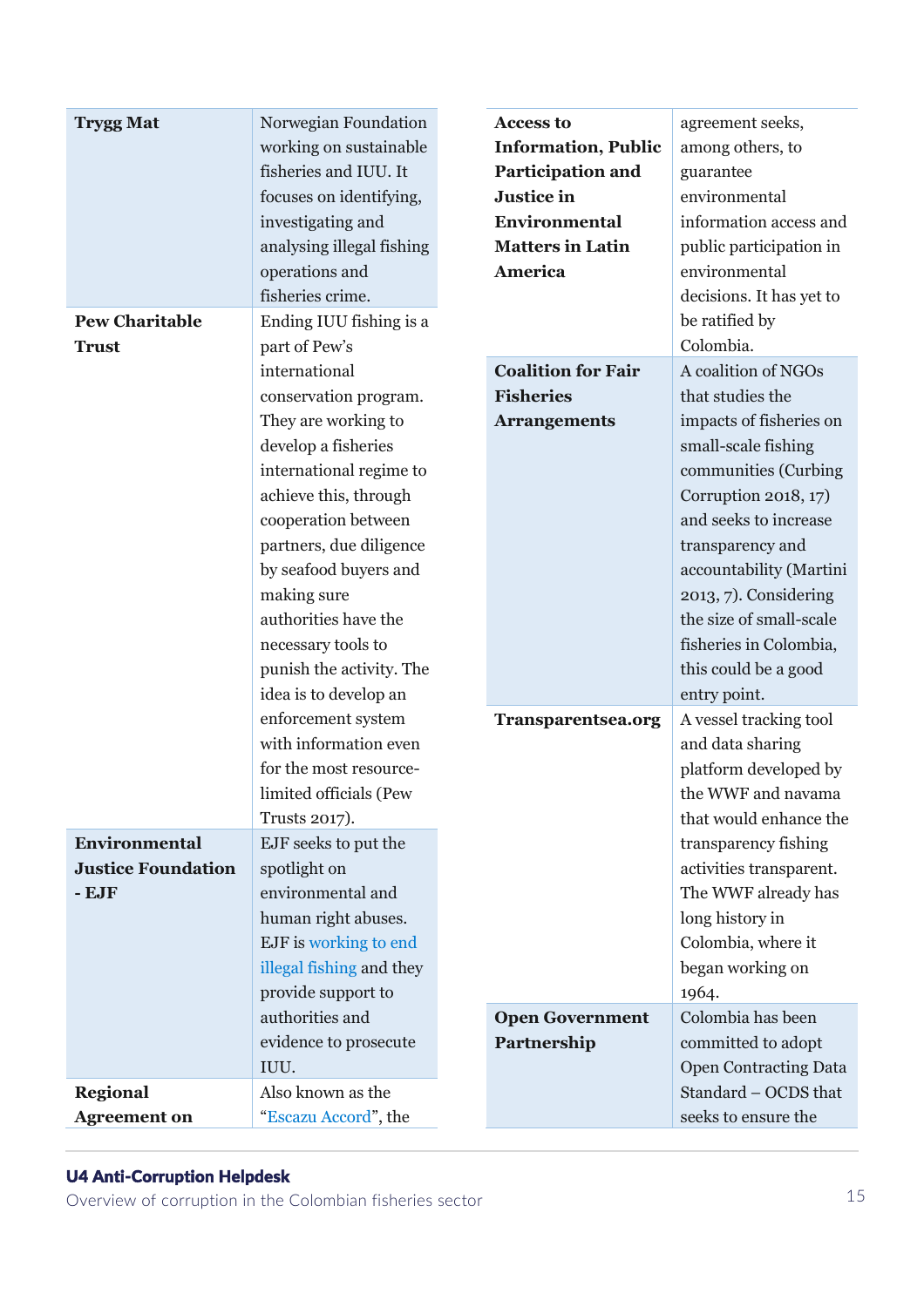| | |
|---|---|
| **Trygg Mat** | Norwegian Foundation working on sustainable fisheries and IUU. It focuses on identifying, investigating and analysing illegal fishing operations and fisheries crime. |
| **Pew Charitable Trust** | Ending IUU fishing is a part of Pew's international conservation program. They are working to develop a fisheries international regime to achieve this, through cooperation between partners, due diligence by seafood buyers and making sure authorities have the necessary tools to punish the activity. The idea is to develop an enforcement system with information even for the most resource-limited officials (Pew Trusts 2017). |
| **Environmental Justice Foundation - EJF** | EJF seeks to put the spotlight on environmental and human right abuses. EJF is working to end illegal fishing and they provide support to authorities and evidence to prosecute IUU. |
| **Regional Agreement on Access to Information, Public Participation and Justice in Environmental Matters in Latin America** | Also known as the "Escazu Accord", the agreement seeks, among others, to guarantee environmental information access and public participation in environmental decisions. It has yet to be ratified by Colombia. |
| **Coalition for Fair Fisheries Arrangements** | A coalition of NGOs that studies the impacts of fisheries on small-scale fishing communities (Curbing Corruption 2018, 17) and seeks to increase transparency and accountability (Martini 2013, 7). Considering the size of small-scale fisheries in Colombia, this could be a good entry point. |
| **Transparentsea.org** | A vessel tracking tool and data sharing platform developed by the WWF and navama that would enhance the transparency fishing activities transparent. The WWF already has long history in Colombia, where it began working on 1964. |
| **Open Government Partnership** | Colombia has been committed to adopt Open Contracting Data Standard – OCDS that seeks to ensure the |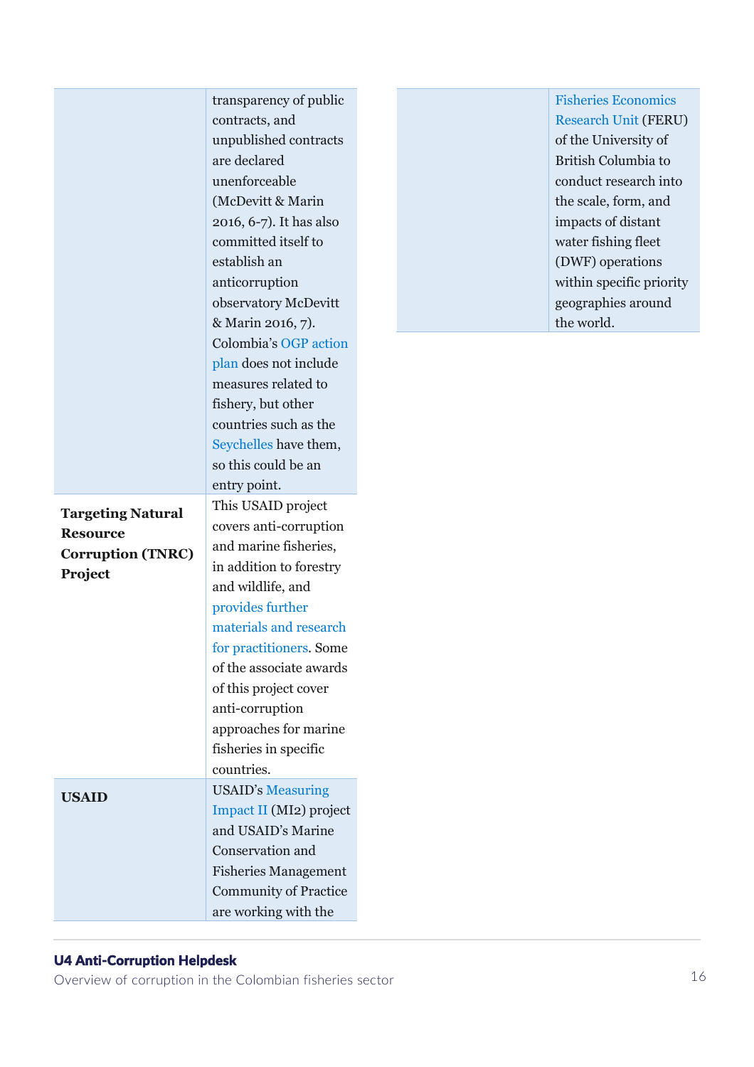| | |
|---|---|
| | transparency of public contracts, and unpublished contracts are declared unenforceable (McDevitt & Marin 2016, 6-7). It has also committed itself to establish an anticorruption observatory McDevitt & Marin 2016, 7). Colombia's OGP action plan does not include measures related to fishery, but other countries such as the Seychelles have them, so this could be an entry point. |
| **Targeting Natural Resource Corruption (TNRC) Project** | This USAID project covers anti-corruption and marine fisheries, in addition to forestry and wildlife, and provides further materials and research for practitioners. Some of the associate awards of this project cover anti-corruption approaches for marine fisheries in specific countries. |
| **USAID** | USAID's Measuring Impact II (MI2) project and USAID's Marine Conservation and Fisheries Management Community of Practice are working with the Fisheries Economics Research Unit (FERU) of the University of British Columbia to conduct research into the scale, form, and impacts of distant water fishing fleet (DWF) operations within specific priority geographies around the world. |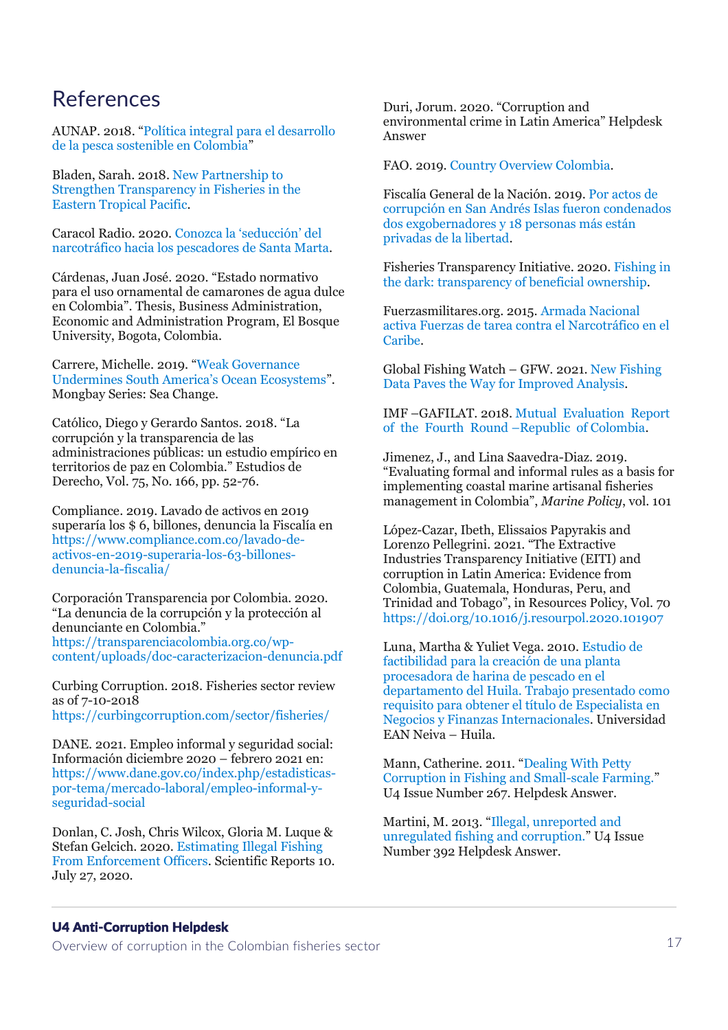# References

AUNAP. 2018. "Política integral para el desarrollo de la pesca sostenible en Colombia"

Bladen, Sarah. 2018. New Partnership to Strengthen Transparency in Fisheries in the Eastern Tropical Pacific.

Caracol Radio. 2020. Conozca la 'seducción' del narcotráfico hacia los pescadores de Santa Marta.

Cárdenas, Juan José. 2020. "Estado normativo para el uso ornamental de camarones de agua dulce en Colombia". Thesis, Business Administration, Economic and Administration Program, El Bosque University, Bogota, Colombia.

Carrere, Michelle. 2019. "Weak Governance Undermines South America's Ocean Ecosystems". Mongbay Series: Sea Change.

Católico, Diego y Gerardo Santos. 2018. "La corrupción y la transparencia de las administraciones públicas: un estudio empírico en territorios de paz en Colombia." Estudios de Derecho, Vol. 75, No. 166, pp. 52-76.

Compliance. 2019. Lavado de activos en 2019 superaría los $ 6, billones, denuncia la Fiscalía en https://www.compliance.com.co/lavado-de-activos-en-2019-superaria-los-63-billones-denuncia-la-fiscalia/

Corporación Transparencia por Colombia. 2020. "La denuncia de la corrupción y la protección al denunciante en Colombia." https://transparenciacolombia.org.co/wp-content/uploads/doc-caracterizacion-denuncia.pdf

Curbing Corruption. 2018. Fisheries sector review as of 7-10-2018 https://curbingcorruption.com/sector/fisheries/

DANE. 2021. Empleo informal y seguridad social: Información diciembre 2020 – febrero 2021 en: https://www.dane.gov.co/index.php/estadisticas-por-tema/mercado-laboral/empleo-informal-y-seguridad-social

Donlan, C. Josh, Chris Wilcox, Gloria M. Luque & Stefan Gelcich. 2020. Estimating Illegal Fishing From Enforcement Officers. Scientific Reports 10. July 27, 2020.

Duri, Jorum. 2020. "Corruption and environmental crime in Latin America" Helpdesk Answer

FAO. 2019. Country Overview Colombia.

Fiscalía General de la Nación. 2019. Por actos de corrupción en San Andrés Islas fueron condenados dos exgobernadores y 18 personas más están privadas de la libertad.

Fisheries Transparency Initiative. 2020. Fishing in the dark: transparency of beneficial ownership.

Fuerzasmilitares.org. 2015. Armada Nacional activa Fuerzas de tarea contra el Narcotráfico en el Caribe.

Global Fishing Watch – GFW. 2021. New Fishing Data Paves the Way for Improved Analysis.

IMF –GAFILAT. 2018. Mutual Evaluation Report of the Fourth Round –Republic of Colombia.

Jimenez, J., and Lina Saavedra-Diaz. 2019. "Evaluating formal and informal rules as a basis for implementing coastal marine artisanal fisheries management in Colombia", *Marine Policy*, vol. 101

López-Cazar, Ibeth, Elissaios Papyrakis and Lorenzo Pellegrini. 2021. "The Extractive Industries Transparency Initiative (EITI) and corruption in Latin America: Evidence from Colombia, Guatemala, Honduras, Peru, and Trinidad and Tobago", in Resources Policy, Vol. 70 https://doi.org/10.1016/j.resourpol.2020.101907

Luna, Martha & Yuliet Vega. 2010. Estudio de factibilidad para la creación de una planta procesadora de harina de pescado en el departamento del Huila. Trabajo presentado como requisito para obtener el título de Especialista en Negocios y Finanzas Internacionales. Universidad EAN Neiva – Huila.

Mann, Catherine. 2011. "Dealing With Petty Corruption in Fishing and Small-scale Farming." U4 Issue Number 267. Helpdesk Answer.

Martini, M. 2013. "Illegal, unreported and unregulated fishing and corruption." U4 Issue Number 392 Helpdesk Answer.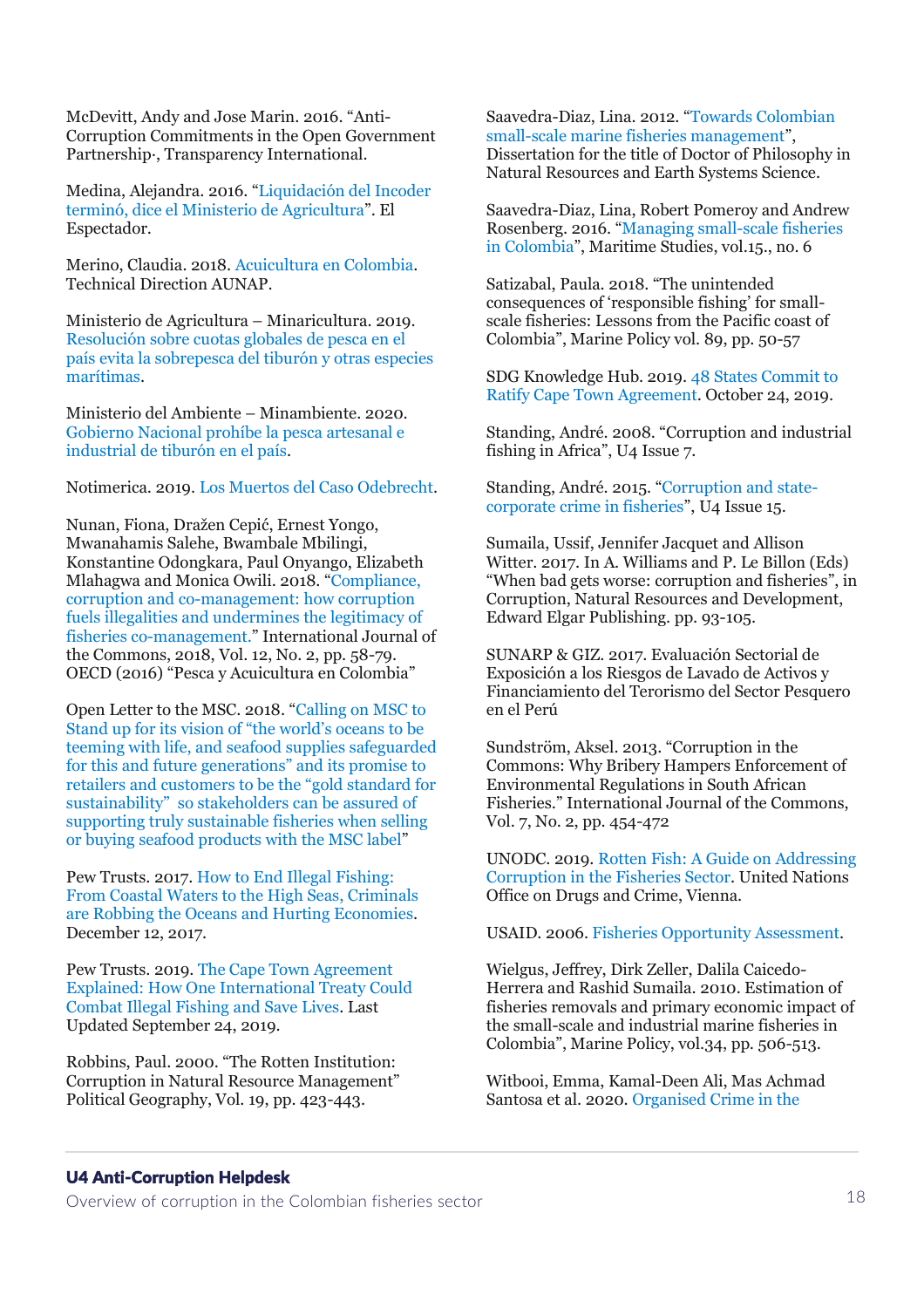McDevitt, Andy and Jose Marin. 2016. "Anti-Corruption Commitments in the Open Government Partnership·, Transparency International.

Medina, Alejandra. 2016. "Liquidación del Incoder terminó, dice el Ministerio de Agricultura". El Espectador.

Merino, Claudia. 2018. Acuicultura en Colombia. Technical Direction AUNAP.

Ministerio de Agricultura – Minaricultura. 2019. Resolución sobre cuotas globales de pesca en el país evita la sobrepesca del tiburón y otras especies marítimas.

Ministerio del Ambiente – Minambiente. 2020. Gobierno Nacional prohíbe la pesca artesanal e industrial de tiburón en el país.

Notimerica. 2019. Los Muertos del Caso Odebrecht.

Nunan, Fiona, Dražen Cepić, Ernest Yongo, Mwanahamis Salehe, Bwambale Mbilingi, Konstantine Odongkara, Paul Onyango, Elizabeth Mlahagwa and Monica Owili. 2018. "Compliance, corruption and co-management: how corruption fuels illegalities and undermines the legitimacy of fisheries co-management." International Journal of the Commons, 2018, Vol. 12, No. 2, pp. 58-79.
OECD (2016) "Pesca y Acuicultura en Colombia"

Open Letter to the MSC. 2018. "Calling on MSC to Stand up for its vision of "the world's oceans to be teeming with life, and seafood supplies safeguarded for this and future generations" and its promise to retailers and customers to be the "gold standard for sustainability"  so stakeholders can be assured of supporting truly sustainable fisheries when selling or buying seafood products with the MSC label"

Pew Trusts. 2017. How to End Illegal Fishing: From Coastal Waters to the High Seas, Criminals are Robbing the Oceans and Hurting Economies. December 12, 2017.

Pew Trusts. 2019. The Cape Town Agreement Explained: How One International Treaty Could Combat Illegal Fishing and Save Lives. Last Updated September 24, 2019.

Robbins, Paul. 2000. "The Rotten Institution: Corruption in Natural Resource Management" Political Geography, Vol. 19, pp. 423-443.

Saavedra-Diaz, Lina. 2012. "Towards Colombian small-scale marine fisheries management", Dissertation for the title of Doctor of Philosophy in Natural Resources and Earth Systems Science.

Saavedra-Diaz, Lina, Robert Pomeroy and Andrew Rosenberg. 2016. "Managing small-scale fisheries in Colombia", Maritime Studies, vol.15., no. 6

Satizabal, Paula. 2018. "The unintended consequences of 'responsible fishing' for small-scale fisheries: Lessons from the Pacific coast of Colombia", Marine Policy vol. 89, pp. 50-57

SDG Knowledge Hub. 2019. 48 States Commit to Ratify Cape Town Agreement. October 24, 2019.

Standing, André. 2008. "Corruption and industrial fishing in Africa", U4 Issue 7.

Standing, André. 2015. "Corruption and state-corporate crime in fisheries", U4 Issue 15.

Sumaila, Ussif, Jennifer Jacquet and Allison Witter. 2017. In A. Williams and P. Le Billon (Eds) "When bad gets worse: corruption and fisheries", in Corruption, Natural Resources and Development, Edward Elgar Publishing. pp. 93-105.

SUNARP & GIZ. 2017. Evaluación Sectorial de Exposición a los Riesgos de Lavado de Activos y Financiamiento del Terorismo del Sector Pesquero en el Perú

Sundström, Aksel. 2013. "Corruption in the Commons: Why Bribery Hampers Enforcement of Environmental Regulations in South African Fisheries." International Journal of the Commons, Vol. 7, No. 2, pp. 454-472

UNODC. 2019. Rotten Fish: A Guide on Addressing Corruption in the Fisheries Sector. United Nations Office on Drugs and Crime, Vienna.

USAID. 2006. Fisheries Opportunity Assessment.

Wielgus, Jeffrey, Dirk Zeller, Dalila Caicedo-Herrera and Rashid Sumaila. 2010. Estimation of fisheries removals and primary economic impact of the small-scale and industrial marine fisheries in Colombia", Marine Policy, vol.34, pp. 506-513.

Witbooi, Emma, Kamal-Deen Ali, Mas Achmad Santosa et al. 2020. Organised Crime in the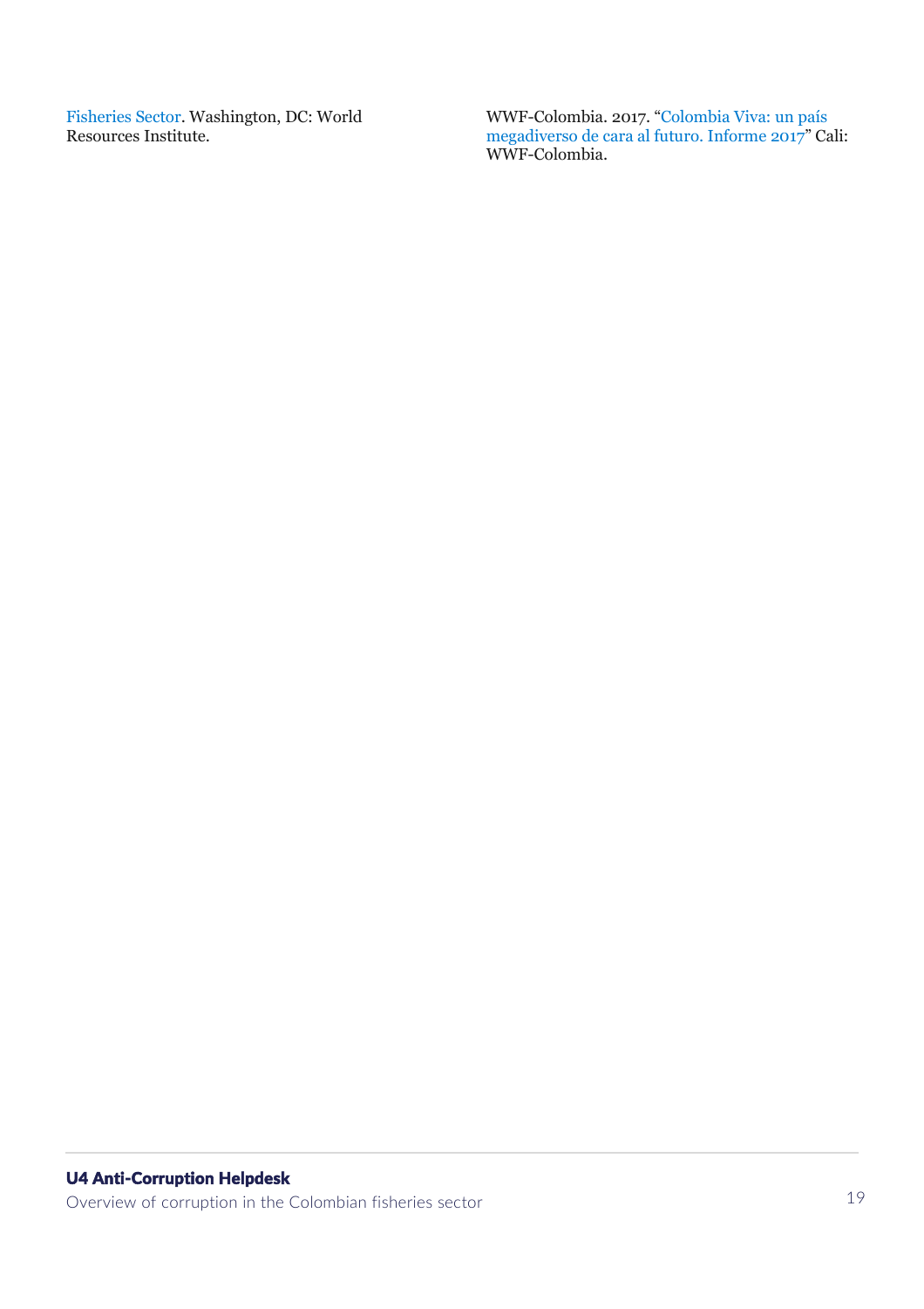Fisheries Sector. Washington, DC: World Resources Institute.

WWF-Colombia. 2017. "Colombia Viva: un país megadiverso de cara al futuro. Informe 2017" Cali: WWF-Colombia.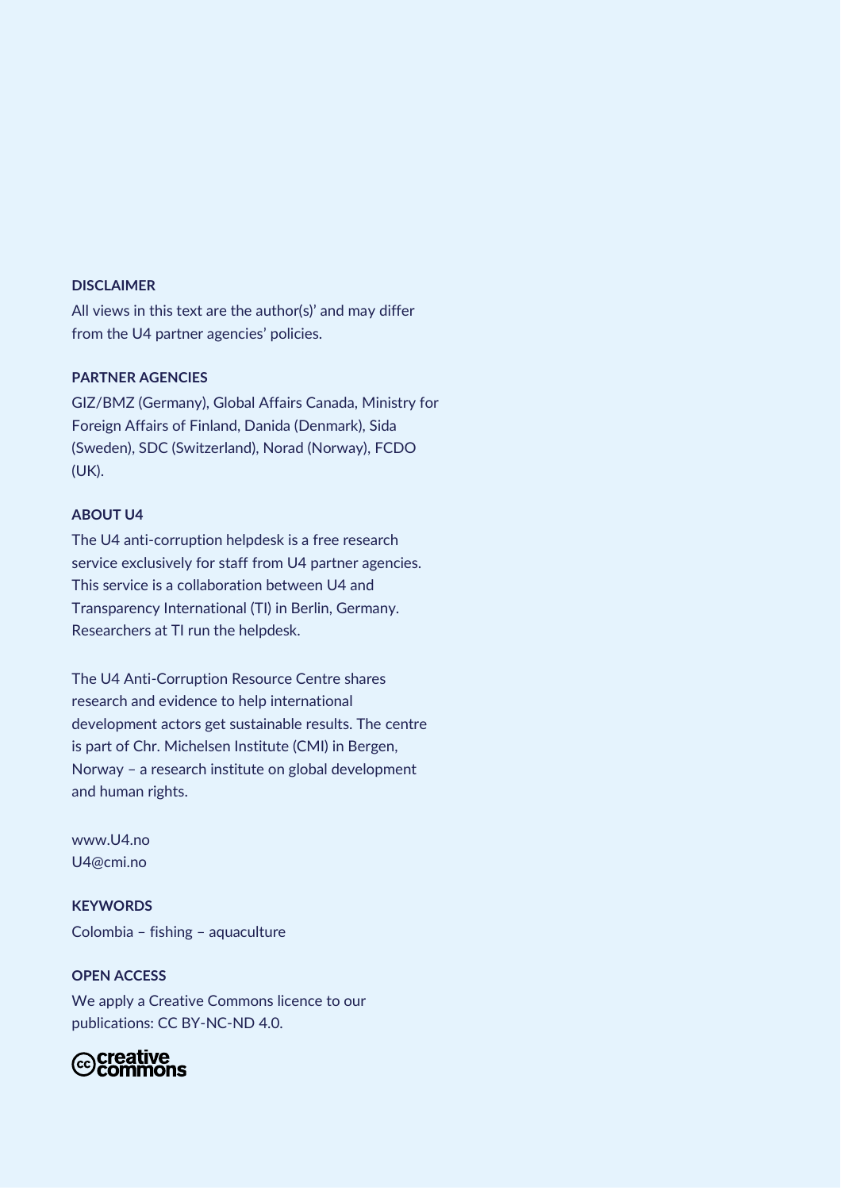**DISCLAIMER**

All views in this text are the author(s)' and may differ from the U4 partner agencies' policies.

**PARTNER AGENCIES**

GIZ/BMZ (Germany), Global Affairs Canada, Ministry for Foreign Affairs of Finland, Danida (Denmark), Sida (Sweden), SDC (Switzerland), Norad (Norway), FCDO (UK).

**ABOUT U4**

The U4 anti-corruption helpdesk is a free research service exclusively for staff from U4 partner agencies. This service is a collaboration between U4 and Transparency International (TI) in Berlin, Germany. Researchers at TI run the helpdesk.

The U4 Anti-Corruption Resource Centre shares research and evidence to help international development actors get sustainable results. The centre is part of Chr. Michelsen Institute (CMI) in Bergen, Norway – a research institute on global development and human rights.

www.U4.no
U4@cmi.no

**KEYWORDS**

Colombia – fishing – aquaculture

**OPEN ACCESS**

We apply a Creative Commons licence to our publications: CC BY-NC-ND 4.0.

creative commons